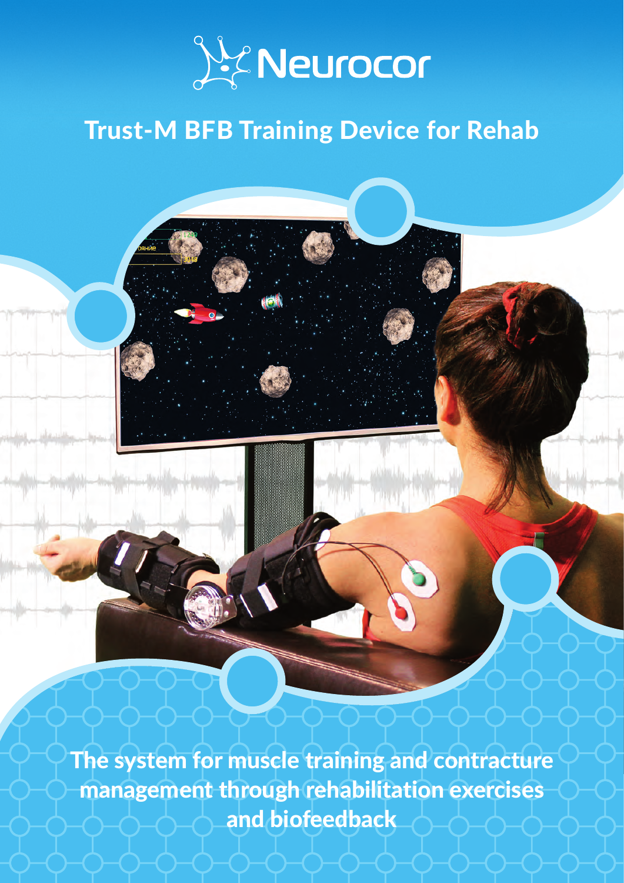# Neurocor

## Trust-M BFB Training Device for Rehab

**The system for muscle training and contracture management through rehabilitation exercises and biofeedback**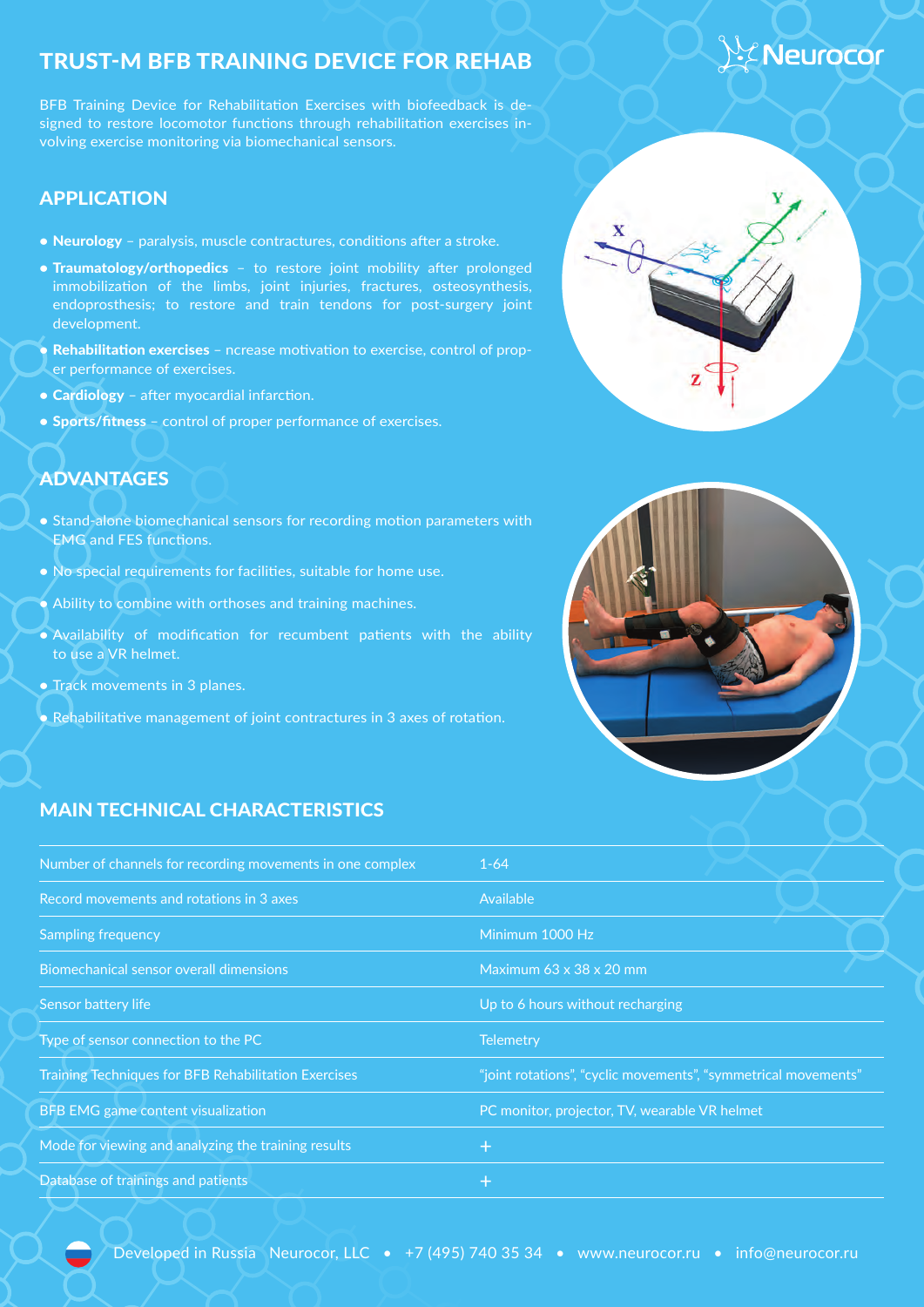# TRUST-M BFB TRAINING DEVICE FOR REHAB

Neurocor

BFB Training Device for Rehabilitation Exercises with biofeedback is designed to restore locomotor functions through rehabilitation exercises involving exercise monitoring via biomechanical sensors.

## APPLICATION

- **Neurology** – paralysis, muscle contractures, conditions after a stroke.
- **Traumatology/orthopedics** – to restore joint mobility after prolonged immobilization of the limbs, joint injuries, fractures, osteosynthesis, endoprosthesis; to restore and train tendons for post-surgery joint development.
- **Rehabilitation exercises** – ncrease motivation to exercise, control of proper performance of exercises.
- **Cardiology** – after myocardial infarction.
- **Sports/fitness** – control of proper performance of exercises.

## ADVANTAGES

- Stand-alone biomechanical sensors for recording motion parameters with EMG and FES functions.
- No special requirements for facilities, suitable for home use.
- Ability to combine with orthoses and training machines.
- Availability of modification for recumbent patients with the ability to use a VR helmet.
- Track movements in 3 planes.
- Rehabilitative management of joint contractures in 3 axes of rotation.

## MAIN TECHNICAL CHARACTERISTICS

| | |
|---|---|
| Number of channels for recording movements in one complex | 1-64 |
| Record movements and rotations in 3 axes | Available |
| Sampling frequency | Minimum 1000 Hz |
| Biomechanical sensor overall dimensions | Maximum 63 x 38 x 20 mm |
| Sensor battery life | Up to 6 hours without recharging |
| Type of sensor connection to the PC | Telemetry |
| Training Techniques for BFB Rehabilitation Exercises | "joint rotations", "cyclic movements", "symmetrical movements" |
| BFB EMG game content visualization | PC monitor, projector, TV, wearable VR helmet |
| Mode for viewing and analyzing the training results | + |
| Database of trainings and patients | + |

Developed in Russia Neurocor, LLC • +7 (495) 740 35 34 • www.neurocor.ru • info@neurocor.ru